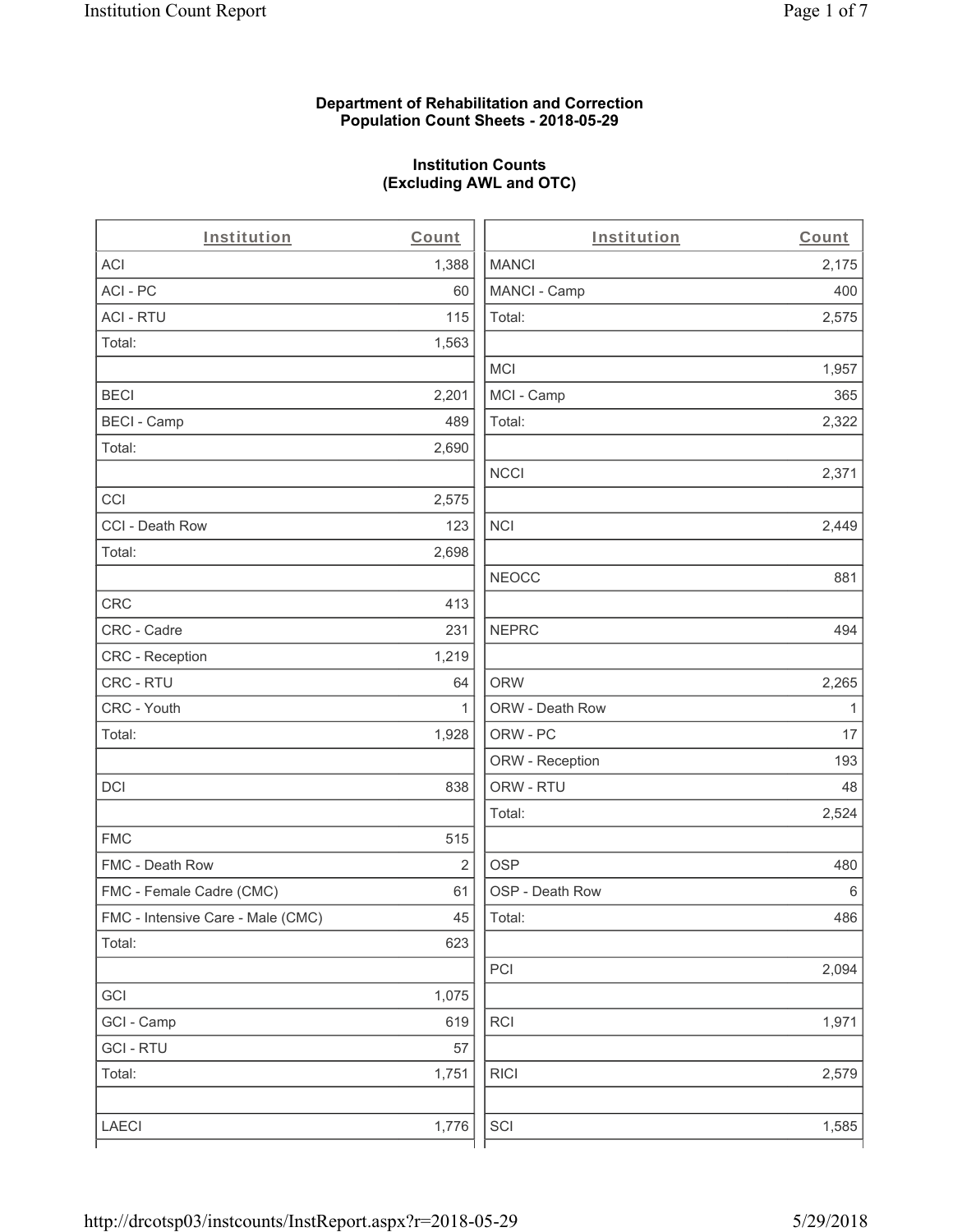**Department of Rehabilitation and Correction**
**Population Count Sheets - 2018-05-29**

**Institution Counts**
**(Excluding AWL and OTC)**

| Institution | Count |
|---|---|
| ACI | 1,388 |
| ACI - PC | 60 |
| ACI - RTU | 115 |
| Total: | 1,563 |
| | |
| BECI | 2,201 |
| BECI - Camp | 489 |
| Total: | 2,690 |
| | |
| CCI | 2,575 |
| CCI - Death Row | 123 |
| Total: | 2,698 |
| | |
| CRC | 413 |
| CRC - Cadre | 231 |
| CRC - Reception | 1,219 |
| CRC - RTU | 64 |
| CRC - Youth | 1 |
| Total: | 1,928 |
| | |
| DCI | 838 |
| | |
| FMC | 515 |
| FMC - Death Row | 2 |
| FMC - Female Cadre (CMC) | 61 |
| FMC - Intensive Care - Male (CMC) | 45 |
| Total: | 623 |
| | |
| GCI | 1,075 |
| GCI - Camp | 619 |
| GCI - RTU | 57 |
| Total: | 1,751 |
| | |
| LAECI | 1,776 |
| MANCI | 2,175 |
| MANCI - Camp | 400 |
| Total: | 2,575 |
| | |
| MCI | 1,957 |
| MCI - Camp | 365 |
| Total: | 2,322 |
| | |
| NCCI | 2,371 |
| | |
| NCI | 2,449 |
| | |
| NEOCC | 881 |
| | |
| NEPRC | 494 |
| | |
| ORW | 2,265 |
| ORW - Death Row | 1 |
| ORW - PC | 17 |
| ORW - Reception | 193 |
| ORW - RTU | 48 |
| Total: | 2,524 |
| | |
| OSP | 480 |
| OSP - Death Row | 6 |
| Total: | 486 |
| | |
| PCI | 2,094 |
| | |
| RCI | 1,971 |
| | |
| RICI | 2,579 |
| | |
| SCI | 1,585 |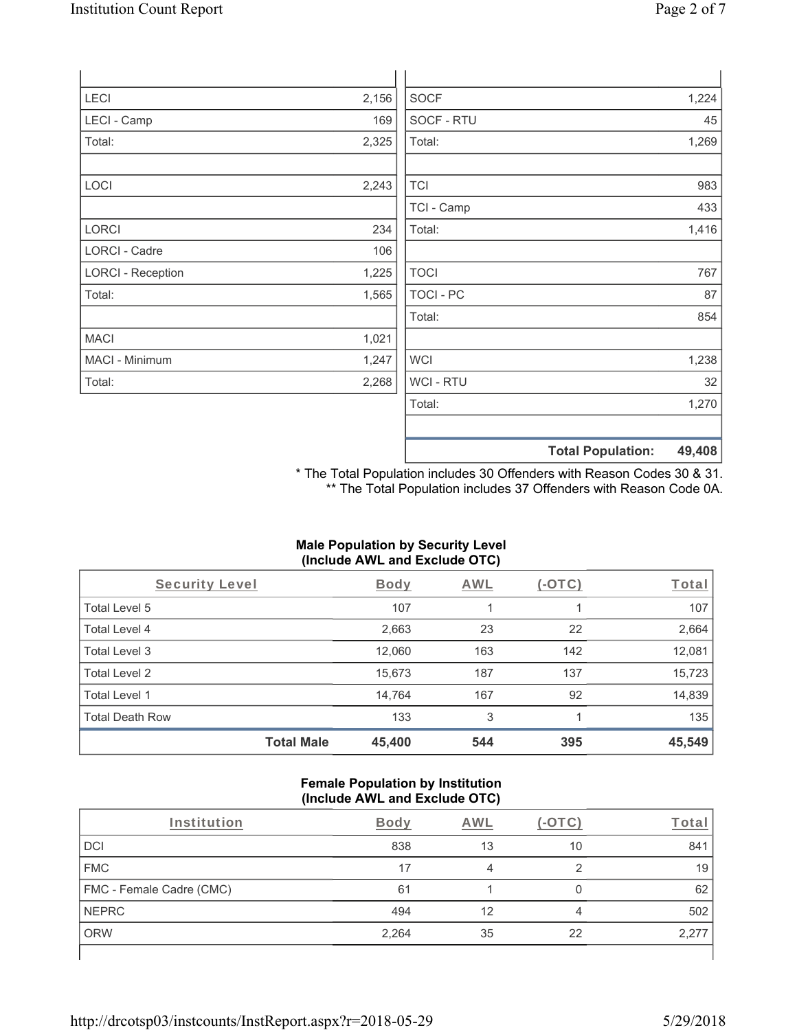| | |
|---|---|
| LECI | 2,156 |
| LECI - Camp | 169 |
| Total: | 2,325 |
| | |
| LOCI | 2,243 |
| | |
| LORCI | 234 |
| LORCI - Cadre | 106 |
| LORCI - Reception | 1,225 |
| Total: | 1,565 |
| | |
| MACI | 1,021 |
| MACI - Minimum | 1,247 |
| Total: | 2,268 |

| | |
|---|---|
| SOCF | 1,224 |
| SOCF - RTU | 45 |
| Total: | 1,269 |
| | |
| TCI | 983 |
| TCI - Camp | 433 |
| Total: | 1,416 |
| | |
| TOCI | 767 |
| TOCI - PC | 87 |
| Total: | 854 |
| | |
| WCI | 1,238 |
| WCI - RTU | 32 |
| Total: | 1,270 |
| | |
| **Total Population:** | **49,408** |

* The Total Population includes 30 Offenders with Reason Codes 30 & 31.
** The Total Population includes 37 Offenders with Reason Code 0A.

**Male Population by Security Level (Include AWL and Exclude OTC)**

| Security Level | Body | AWL | (-OTC) | Total |
|---|---|---|---|---|
| Total Level 5 | 107 | 1 | 1 | 107 |
| Total Level 4 | 2,663 | 23 | 22 | 2,664 |
| Total Level 3 | 12,060 | 163 | 142 | 12,081 |
| Total Level 2 | 15,673 | 187 | 137 | 15,723 |
| Total Level 1 | 14,764 | 167 | 92 | 14,839 |
| Total Death Row | 133 | 3 | 1 | 135 |
| **Total Male** | **45,400** | **544** | **395** | **45,549** |

**Female Population by Institution (Include AWL and Exclude OTC)**

| Institution | Body | AWL | (-OTC) | Total |
|---|---|---|---|---|
| DCI | 838 | 13 | 10 | 841 |
| FMC | 17 | 4 | 2 | 19 |
| FMC - Female Cadre (CMC) | 61 | 1 | 0 | 62 |
| NEPRC | 494 | 12 | 4 | 502 |
| ORW | 2,264 | 35 | 22 | 2,277 |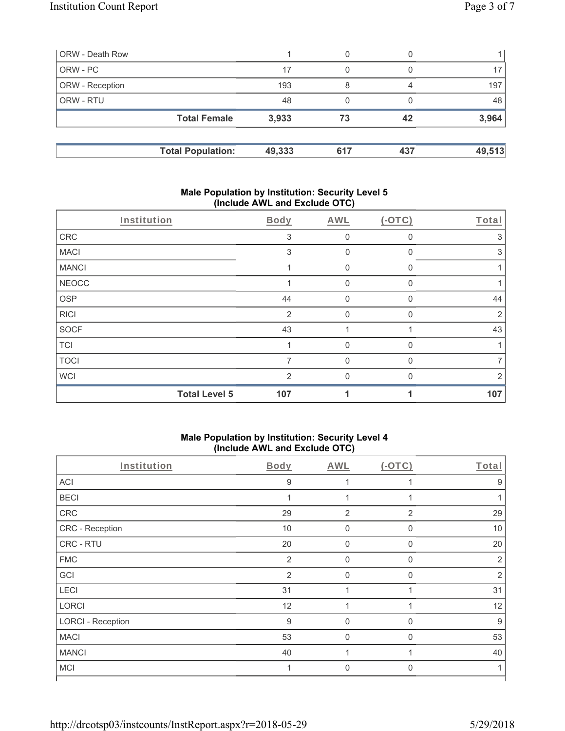| | | | | |
|---|---|---|---|---|
| ORW - Death Row | 1 | 0 | 0 | 1 |
| ORW - PC | 17 | 0 | 0 | 17 |
| ORW - Reception | 193 | 8 | 4 | 197 |
| ORW - RTU | 48 | 0 | 0 | 48 |
| **Total Female** | **3,933** | **73** | **42** | **3,964** |

| | | | | |
|---|---|---|---|---|
| **Total Population:** | **49,333** | **617** | **437** | **49,513** |

### Male Population by Institution: Security Level 5 (Include AWL and Exclude OTC)

| Institution | Body | AWL | (-OTC) | Total |
|---|---|---|---|---|
| CRC | 3 | 0 | 0 | 3 |
| MACI | 3 | 0 | 0 | 3 |
| MANCI | 1 | 0 | 0 | 1 |
| NEOCC | 1 | 0 | 0 | 1 |
| OSP | 44 | 0 | 0 | 44 |
| RICI | 2 | 0 | 0 | 2 |
| SOCF | 43 | 1 | 1 | 43 |
| TCI | 1 | 0 | 0 | 1 |
| TOCI | 7 | 0 | 0 | 7 |
| WCI | 2 | 0 | 0 | 2 |
| **Total Level 5** | **107** | **1** | **1** | **107** |

### Male Population by Institution: Security Level 4 (Include AWL and Exclude OTC)

| Institution | Body | AWL | (-OTC) | Total |
|---|---|---|---|---|
| ACI | 9 | 1 | 1 | 9 |
| BECI | 1 | 1 | 1 | 1 |
| CRC | 29 | 2 | 2 | 29 |
| CRC - Reception | 10 | 0 | 0 | 10 |
| CRC - RTU | 20 | 0 | 0 | 20 |
| FMC | 2 | 0 | 0 | 2 |
| GCI | 2 | 0 | 0 | 2 |
| LECI | 31 | 1 | 1 | 31 |
| LORCI | 12 | 1 | 1 | 12 |
| LORCI - Reception | 9 | 0 | 0 | 9 |
| MACI | 53 | 0 | 0 | 53 |
| MANCI | 40 | 1 | 1 | 40 |
| MCI | 1 | 0 | 0 | 1 |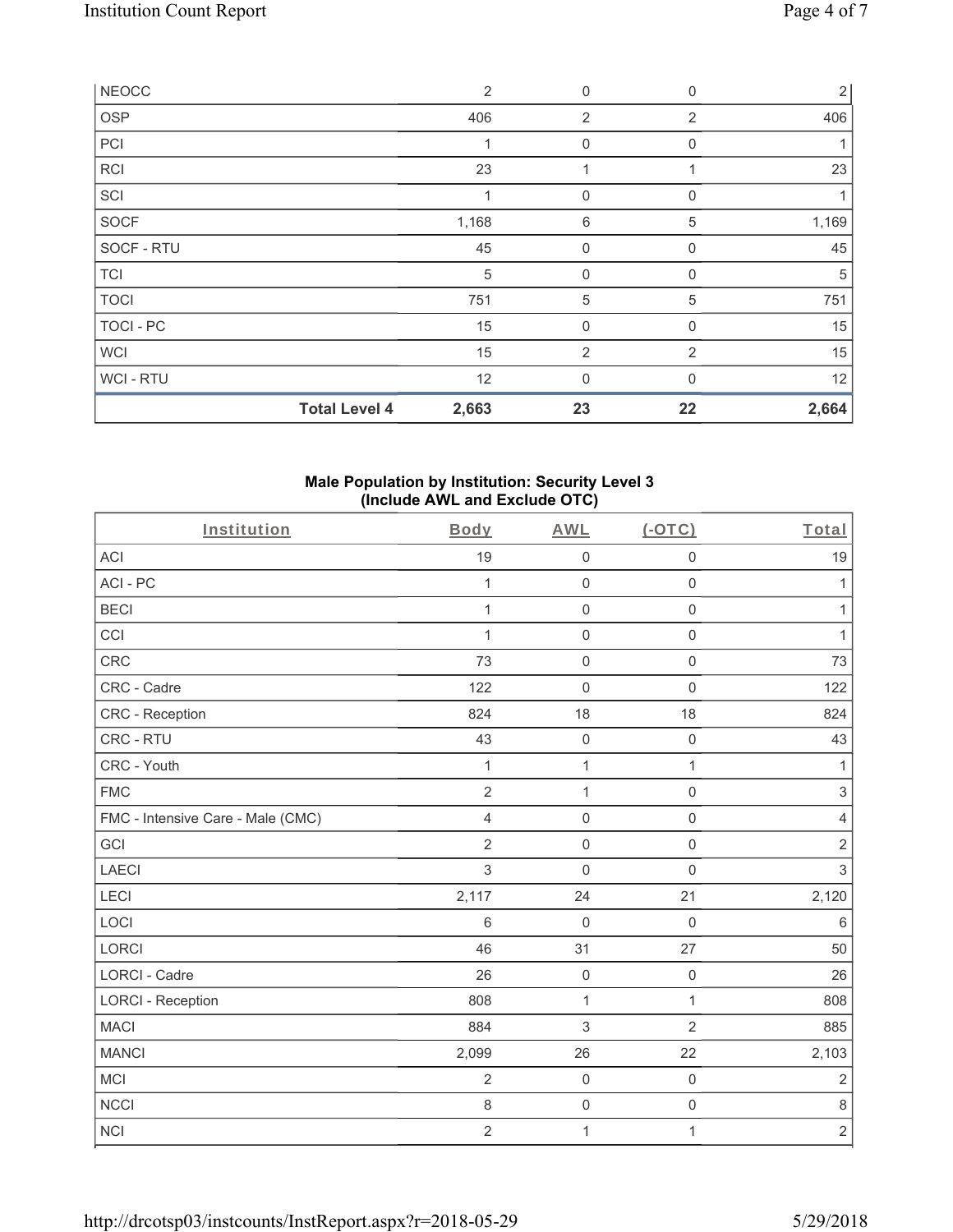| NEOCC | 2 | 0 | 0 | 2 |
|---|---|---|---|---|
| OSP | 406 | 2 | 2 | 406 |
| PCI | 1 | 0 | 0 | 1 |
| RCI | 23 | 1 | 1 | 23 |
| SCI | 1 | 0 | 0 | 1 |
| SOCF | 1,168 | 6 | 5 | 1,169 |
| SOCF - RTU | 45 | 0 | 0 | 45 |
| TCI | 5 | 0 | 0 | 5 |
| TOCI | 751 | 5 | 5 | 751 |
| TOCI - PC | 15 | 0 | 0 | 15 |
| WCI | 15 | 2 | 2 | 15 |
| WCI - RTU | 12 | 0 | 0 | 12 |
| **Total Level 4** | **2,663** | **23** | **22** | **2,664** |

### Male Population by Institution: Security Level 3 (Include AWL and Exclude OTC)

| Institution | Body | AWL | (-OTC) | Total |
|---|---|---|---|---|
| ACI | 19 | 0 | 0 | 19 |
| ACI - PC | 1 | 0 | 0 | 1 |
| BECI | 1 | 0 | 0 | 1 |
| CCI | 1 | 0 | 0 | 1 |
| CRC | 73 | 0 | 0 | 73 |
| CRC - Cadre | 122 | 0 | 0 | 122 |
| CRC - Reception | 824 | 18 | 18 | 824 |
| CRC - RTU | 43 | 0 | 0 | 43 |
| CRC - Youth | 1 | 1 | 1 | 1 |
| FMC | 2 | 1 | 0 | 3 |
| FMC - Intensive Care - Male (CMC) | 4 | 0 | 0 | 4 |
| GCI | 2 | 0 | 0 | 2 |
| LAECI | 3 | 0 | 0 | 3 |
| LECI | 2,117 | 24 | 21 | 2,120 |
| LOCI | 6 | 0 | 0 | 6 |
| LORCI | 46 | 31 | 27 | 50 |
| LORCI - Cadre | 26 | 0 | 0 | 26 |
| LORCI - Reception | 808 | 1 | 1 | 808 |
| MACI | 884 | 3 | 2 | 885 |
| MANCI | 2,099 | 26 | 22 | 2,103 |
| MCI | 2 | 0 | 0 | 2 |
| NCCI | 8 | 0 | 0 | 8 |
| NCI | 2 | 1 | 1 | 2 |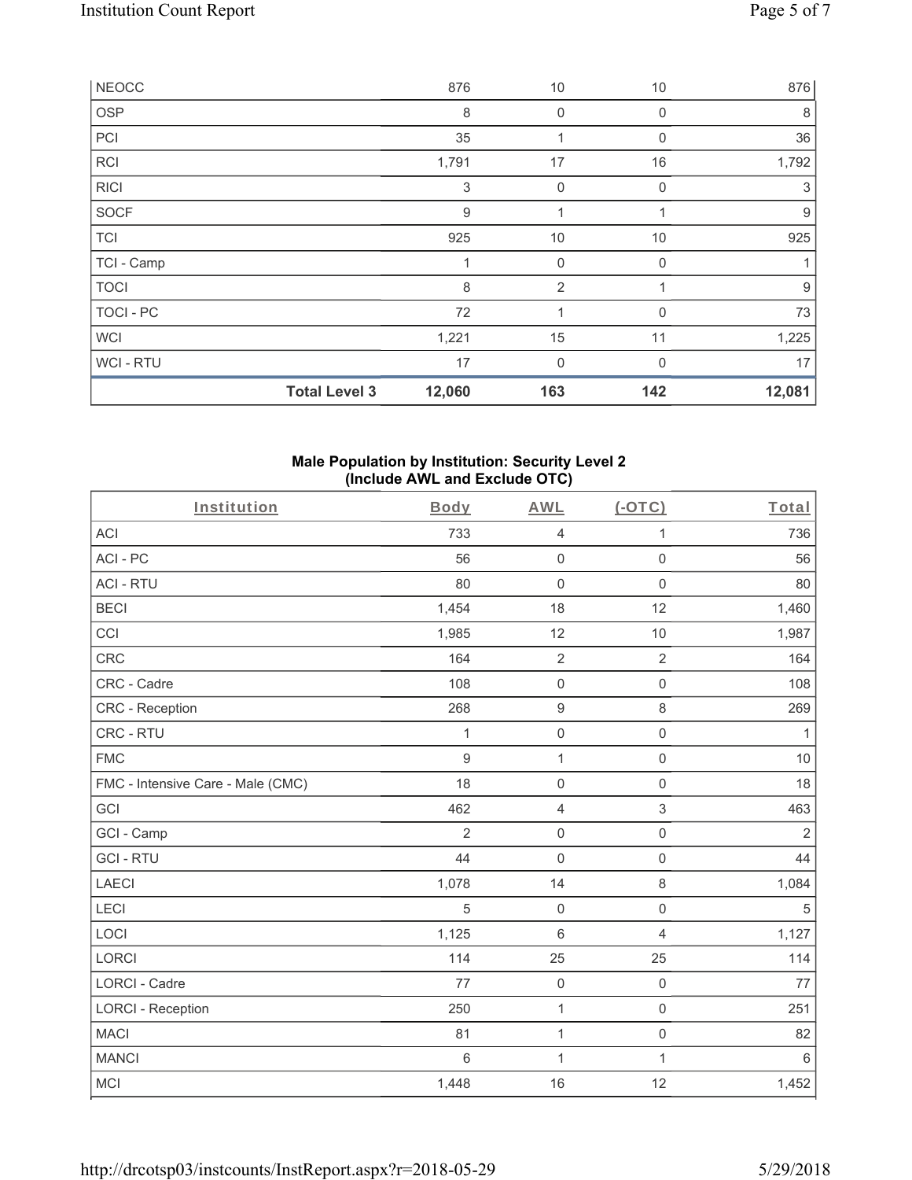| NEOCC | | 876 | 10 | 10 | 876 |
|---|---|---|---|---|---|
| OSP | | 8 | 0 | 0 | 8 |
| PCI | | 35 | 1 | 0 | 36 |
| RCI | | 1,791 | 17 | 16 | 1,792 |
| RICI | | 3 | 0 | 0 | 3 |
| SOCF | | 9 | 1 | 1 | 9 |
| TCI | | 925 | 10 | 10 | 925 |
| TCI - Camp | | 1 | 0 | 0 | 1 |
| TOCI | | 8 | 2 | 1 | 9 |
| TOCI - PC | | 72 | 1 | 0 | 73 |
| WCI | | 1,221 | 15 | 11 | 1,225 |
| WCI - RTU | | 17 | 0 | 0 | 17 |
| | **Total Level 3** | **12,060** | **163** | **142** | **12,081** |

**Male Population by Institution: Security Level 2 (Include AWL and Exclude OTC)**

| Institution | Body | AWL | (-OTC) | Total |
|---|---|---|---|---|
| ACI | 733 | 4 | 1 | 736 |
| ACI - PC | 56 | 0 | 0 | 56 |
| ACI - RTU | 80 | 0 | 0 | 80 |
| BECI | 1,454 | 18 | 12 | 1,460 |
| CCI | 1,985 | 12 | 10 | 1,987 |
| CRC | 164 | 2 | 2 | 164 |
| CRC - Cadre | 108 | 0 | 0 | 108 |
| CRC - Reception | 268 | 9 | 8 | 269 |
| CRC - RTU | 1 | 0 | 0 | 1 |
| FMC | 9 | 1 | 0 | 10 |
| FMC - Intensive Care - Male (CMC) | 18 | 0 | 0 | 18 |
| GCI | 462 | 4 | 3 | 463 |
| GCI - Camp | 2 | 0 | 0 | 2 |
| GCI - RTU | 44 | 0 | 0 | 44 |
| LAECI | 1,078 | 14 | 8 | 1,084 |
| LECI | 5 | 0 | 0 | 5 |
| LOCI | 1,125 | 6 | 4 | 1,127 |
| LORCI | 114 | 25 | 25 | 114 |
| LORCI - Cadre | 77 | 0 | 0 | 77 |
| LORCI - Reception | 250 | 1 | 0 | 251 |
| MACI | 81 | 1 | 0 | 82 |
| MANCI | 6 | 1 | 1 | 6 |
| MCI | 1,448 | 16 | 12 | 1,452 |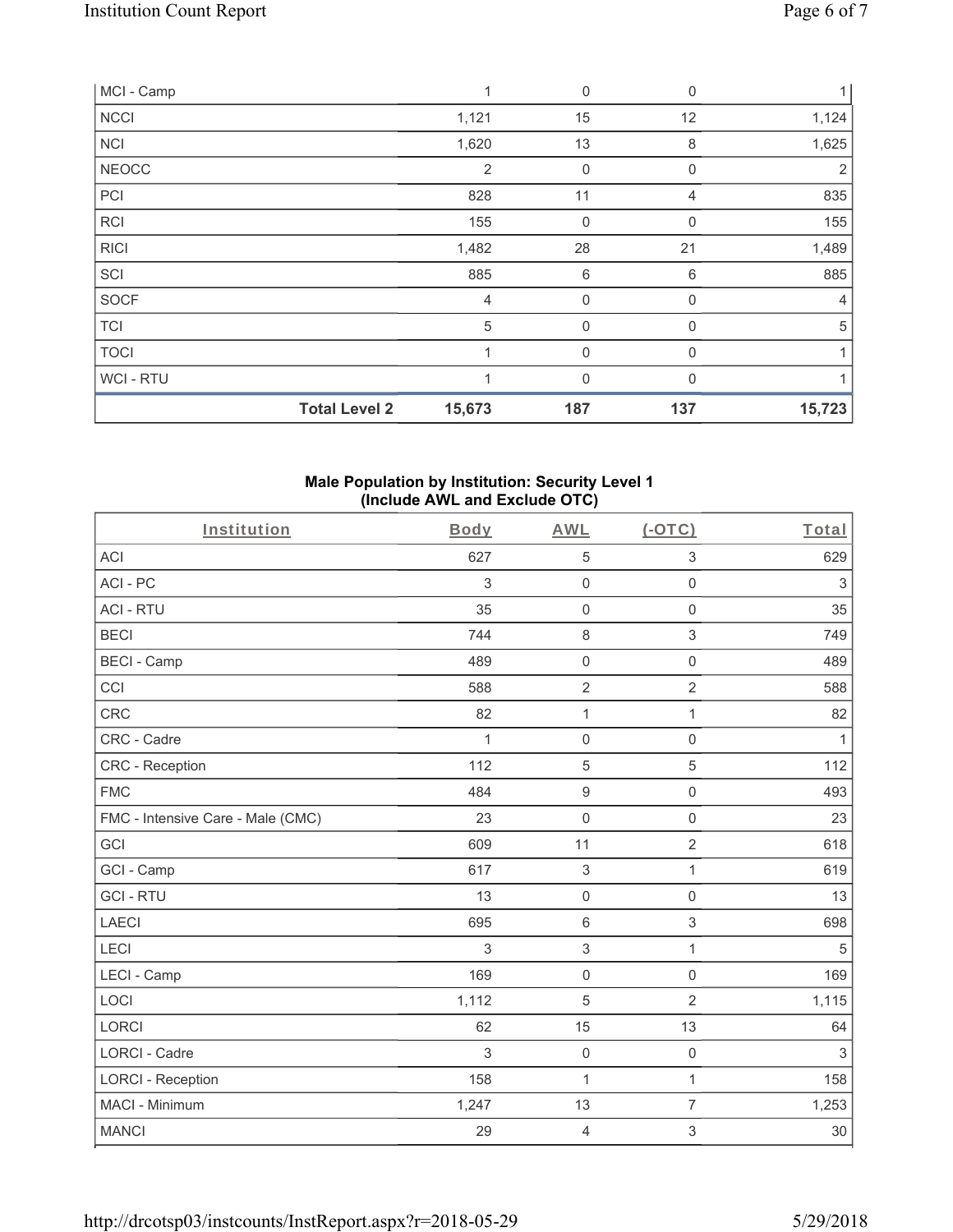| MCI - Camp | | 1 | 0 | 0 | 1 |
|---|---|---|---|---|---|
| NCCI | | 1,121 | 15 | 12 | 1,124 |
| NCI | | 1,620 | 13 | 8 | 1,625 |
| NEOCC | | 2 | 0 | 0 | 2 |
| PCI | | 828 | 11 | 4 | 835 |
| RCI | | 155 | 0 | 0 | 155 |
| RICI | | 1,482 | 28 | 21 | 1,489 |
| SCI | | 885 | 6 | 6 | 885 |
| SOCF | | 4 | 0 | 0 | 4 |
| TCI | | 5 | 0 | 0 | 5 |
| TOCI | | 1 | 0 | 0 | 1 |
| WCI - RTU | | 1 | 0 | 0 | 1 |
| | **Total Level 2** | **15,673** | **187** | **137** | **15,723** |

**Male Population by Institution: Security Level 1**
**(Include AWL and Exclude OTC)**

| Institution | Body | AWL | (-OTC) | Total |
|---|---|---|---|---|
| ACI | 627 | 5 | 3 | 629 |
| ACI - PC | 3 | 0 | 0 | 3 |
| ACI - RTU | 35 | 0 | 0 | 35 |
| BECI | 744 | 8 | 3 | 749 |
| BECI - Camp | 489 | 0 | 0 | 489 |
| CCI | 588 | 2 | 2 | 588 |
| CRC | 82 | 1 | 1 | 82 |
| CRC - Cadre | 1 | 0 | 0 | 1 |
| CRC - Reception | 112 | 5 | 5 | 112 |
| FMC | 484 | 9 | 0 | 493 |
| FMC - Intensive Care - Male (CMC) | 23 | 0 | 0 | 23 |
| GCI | 609 | 11 | 2 | 618 |
| GCI - Camp | 617 | 3 | 1 | 619 |
| GCI - RTU | 13 | 0 | 0 | 13 |
| LAECI | 695 | 6 | 3 | 698 |
| LECI | 3 | 3 | 1 | 5 |
| LECI - Camp | 169 | 0 | 0 | 169 |
| LOCI | 1,112 | 5 | 2 | 1,115 |
| LORCI | 62 | 15 | 13 | 64 |
| LORCI - Cadre | 3 | 0 | 0 | 3 |
| LORCI - Reception | 158 | 1 | 1 | 158 |
| MACI - Minimum | 1,247 | 13 | 7 | 1,253 |
| MANCI | 29 | 4 | 3 | 30 |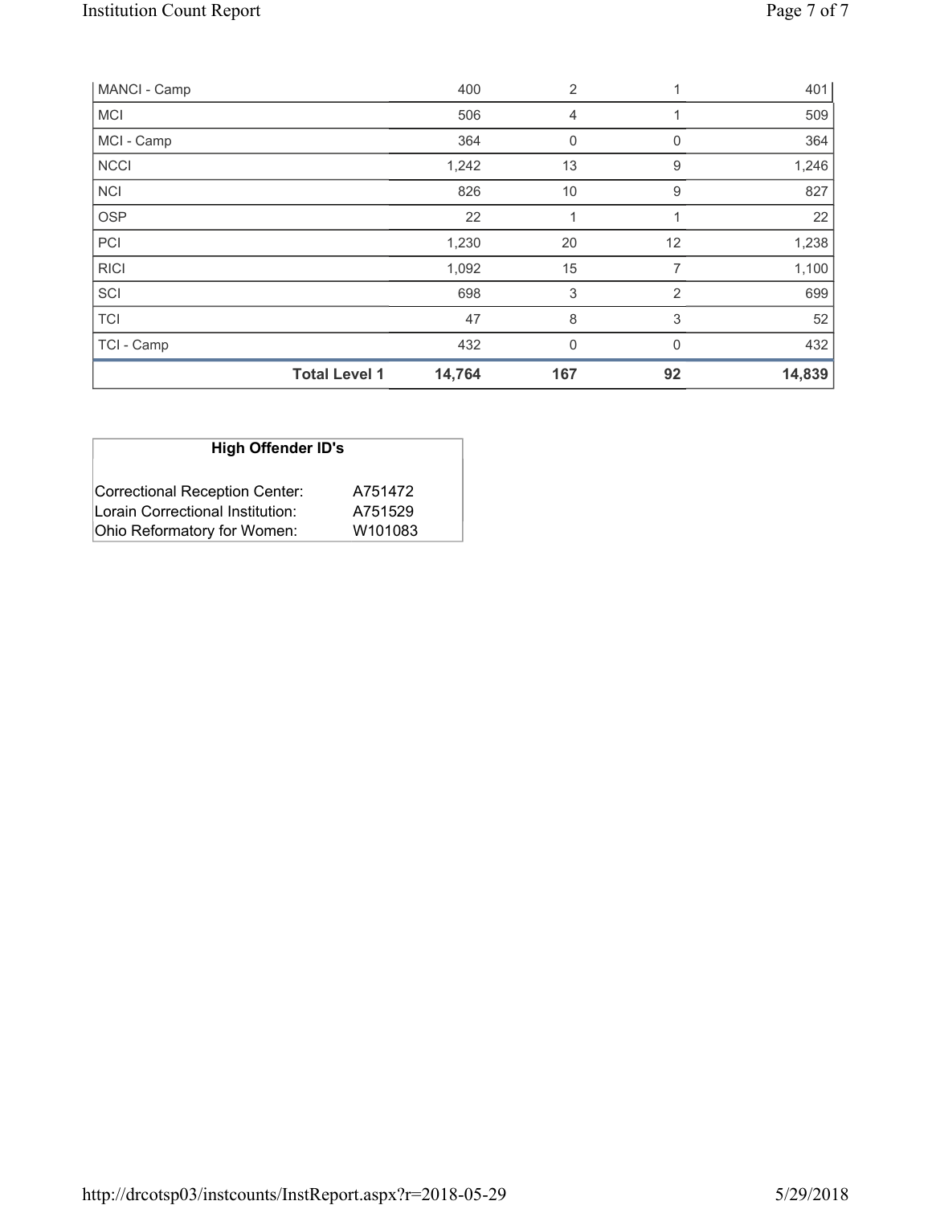| | | | | |
|---|---|---|---|---|
| MANCI - Camp | 400 | 2 | 1 | 401 |
| MCI | 506 | 4 | 1 | 509 |
| MCI - Camp | 364 | 0 | 0 | 364 |
| NCCI | 1,242 | 13 | 9 | 1,246 |
| NCI | 826 | 10 | 9 | 827 |
| OSP | 22 | 1 | 1 | 22 |
| PCI | 1,230 | 20 | 12 | 1,238 |
| RICI | 1,092 | 15 | 7 | 1,100 |
| SCI | 698 | 3 | 2 | 699 |
| TCI | 47 | 8 | 3 | 52 |
| TCI - Camp | 432 | 0 | 0 | 432 |
| **Total Level 1** | **14,764** | **167** | **92** | **14,839** |

| High Offender ID's | |
|---|---|
| Correctional Reception Center: | A751472 |
| Lorain Correctional Institution: | A751529 |
| Ohio Reformatory for Women: | W101083 |